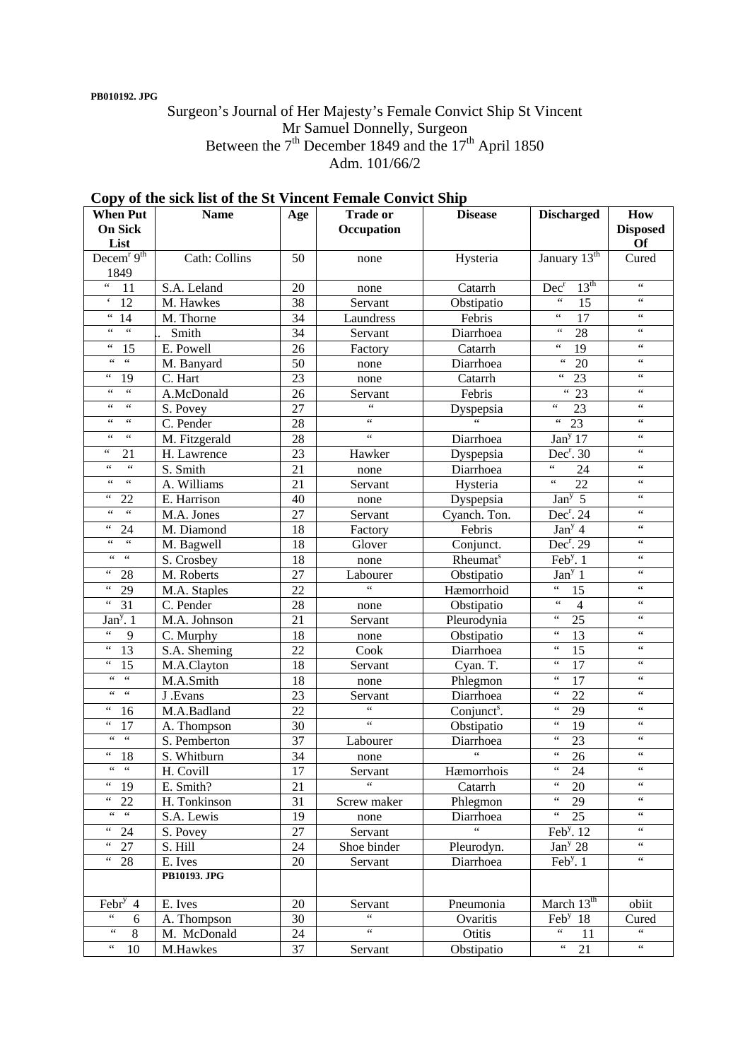**PB010192. JPG**

# Surgeon's Journal of Her Majesty's Female Convict Ship St Vincent
## Mr Samuel Donnelly, Surgeon
## Between the 7th December 1849 and the 17th April 1850
## Adm. 101/66/2

### Copy of the sick list of the St Vincent Female Convict Ship

| When Put On Sick List | Name | Age | Trade or Occupation | Disease | Discharged | How Disposed Of |
|---|---|---|---|---|---|---|
| Decem^r 9th 1849 | Cath: Collins | 50 | none | Hysteria | January 13th | Cured |
| " 11 | S.A. Leland | 20 | none | Catarrh | Dec^r 13th | " |
| ' 12 | M. Hawkes | 38 | Servant | Obstipatio | " 15 | " |
| " 14 | M. Thorne | 34 | Laundress | Febris | " 17 | " |
| " " | . Smith | 34 | Servant | Diarrhoea | " 28 | " |
| " 15 | E. Powell | 26 | Factory | Catarrh | " 19 | " |
| " " | M. Banyard | 50 | none | Diarrhoea | " 20 | " |
| " 19 | C. Hart | 23 | none | Catarrh | " 23 | " |
| " " | A.McDonald | 26 | Servant | Febris | " 23 | " |
| " " | S. Povey | 27 | " | Dyspepsia | " 23 | " |
| " " | C. Pender | 28 | " | " | " 23 | " |
| " " | M. Fitzgerald | 28 | " | Diarrhoea | Jan^y 17 | " |
| " 21 | H. Lawrence | 23 | Hawker | Dyspepsia | Dec^r. 30 | " |
| " " | S. Smith | 21 | none | Diarrhoea | " 24 | " |
| " " | A. Williams | 21 | Servant | Hysteria | " 22 | " |
| " 22 | E. Harrison | 40 | none | Dyspepsia | Jan^y 5 | " |
| " " | M.A. Jones | 27 | Servant | Cyanch. Ton. | Dec^r. 24 | " |
| " 24 | M. Diamond | 18 | Factory | Febris | Jan^y 4 | " |
| " " | M. Bagwell | 18 | Glover | Conjunct. | Dec^r. 29 | " |
| " " | S. Crosbey | 18 | none | Rheumat^s | Feb^y. 1 | " |
| " 28 | M. Roberts | 27 | Labourer | Obstipatio | Jan^y 1 | " |
| " 29 | M.A. Staples | 22 | " | Hæmorrhoid | " 15 | " |
| " 31 | C. Pender | 28 | none | Obstipatio | " 4 | " |
| Jan^y. 1 | M.A. Johnson | 21 | Servant | Pleurodynia | " 25 | " |
| " 9 | C. Murphy | 18 | none | Obstipatio | " 13 | " |
| " 13 | S.A. Sheming | 22 | Cook | Diarrhoea | " 15 | " |
| " 15 | M.A.Clayton | 18 | Servant | Cyan. T. | " 17 | " |
| " " | M.A.Smith | 18 | none | Phlegmon | " 17 | " |
| " " | J .Evans | 23 | Servant | Diarrhoea | " 22 | " |
| " 16 | M.A.Badland | 22 | " | Conjunct^s. | " 29 | " |
| " 17 | A. Thompson | 30 | " | Obstipatio | " 19 | " |
| " " | S. Pemberton | 37 | Labourer | Diarrhoea | " 23 | " |
| " 18 | S. Whitburn | 34 | none | " | " 26 | " |
| " " | H. Covill | 17 | Servant | Hæmorrhois | " 24 | " |
| " 19 | E. Smith? | 21 | " | Catarrh | " 20 | " |
| " 22 | H. Tonkinson | 31 | Screw maker | Phlegmon | " 29 | " |
| " " | S.A. Lewis | 19 | none | Diarrhoea | " 25 | " |
| " 24 | S. Povey | 27 | Servant | " | Feb^y. 12 | " |
| " 27 | S. Hill | 24 | Shoe binder | Pleurodyn. | Jan^y 28 | " |
| " 28 | E. Ives | 20 | Servant | Diarrhoea | Feb^y. 1 | " |
| | **PB10193. JPG** | | | | | |
| Febr^y 4 | E. Ives | 20 | Servant | Pneumonia | March 13th | obiit |
| " 6 | A. Thompson | 30 | " | Ovaritis | Feb^y 18 | Cured |
| " 8 | M. McDonald | 24 | " | Otitis | " 11 | " |
| " 10 | M.Hawkes | 37 | Servant | Obstipatio | " 21 | " |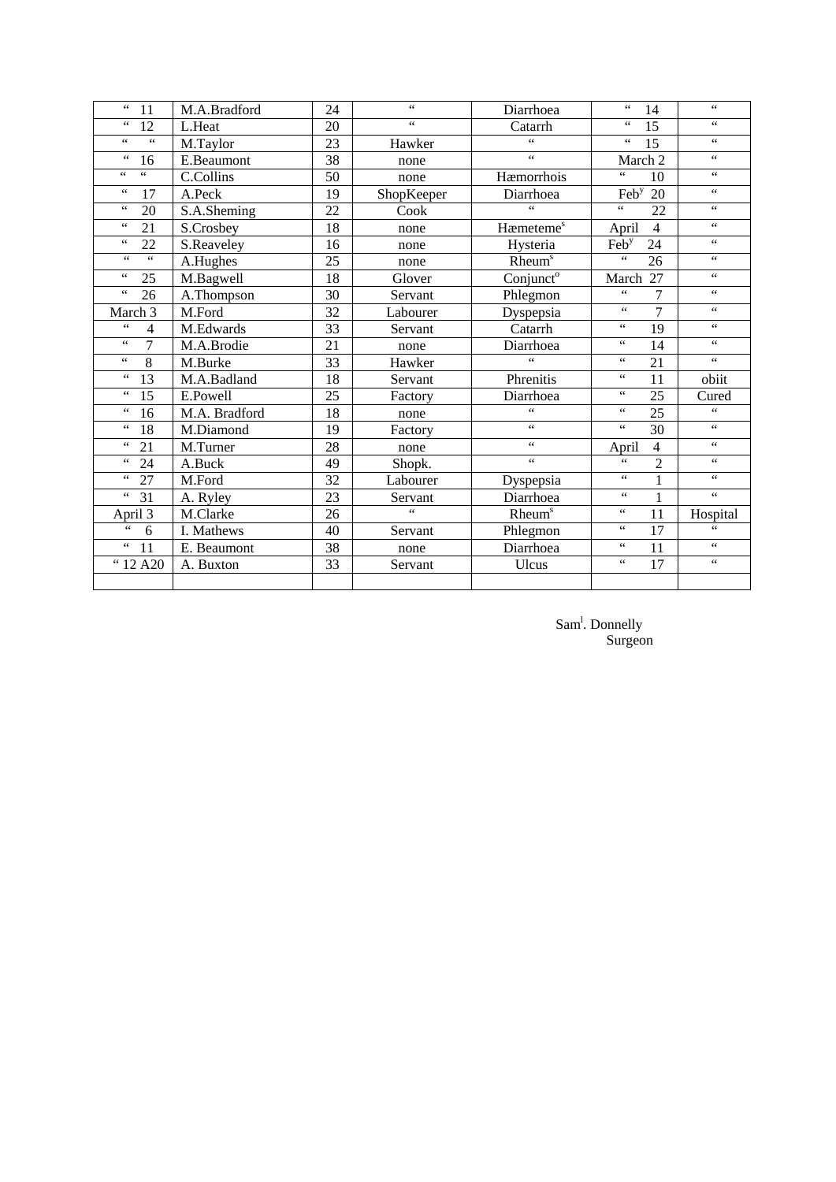| | | | | | | |
|---|---|---|---|---|---|---|
| “ 11 | M.A.Bradford | 24 | “ | Diarrhoea | “ 14 | “ |
| “ 12 | L.Heat | 20 | “ | Catarrh | “ 15 | “ |
| “ “ | M.Taylor | 23 | Hawker | “ | “ 15 | “ |
| “ 16 | E.Beaumont | 38 | none | “ | March 2 | “ |
| “ “ | C.Collins | 50 | none | Hæmorrhois | “ 10 | “ |
| “ 17 | A.Peck | 19 | ShopKeeper | Diarrhoea | Feb[y] 20 | “ |
| “ 20 | S.A.Sheming | 22 | Cook | “ | “ 22 | “ |
| “ 21 | S.Crosbey | 18 | none | Hæmeteme[s] | April 4 | “ |
| “ 22 | S.Reaveley | 16 | none | Hysteria | Feb[y] 24 | “ |
| “ “ | A.Hughes | 25 | none | Rheum[s] | “ 26 | “ |
| “ 25 | M.Bagwell | 18 | Glover | Conjunct[o] | March 27 | “ |
| “ 26 | A.Thompson | 30 | Servant | Phlegmon | “ 7 | “ |
| March 3 | M.Ford | 32 | Labourer | Dyspepsia | “ 7 | “ |
| “ 4 | M.Edwards | 33 | Servant | Catarrh | “ 19 | “ |
| “ 7 | M.A.Brodie | 21 | none | Diarrhoea | “ 14 | “ |
| “ 8 | M.Burke | 33 | Hawker | “ | “ 21 | “ |
| “ 13 | M.A.Badland | 18 | Servant | Phrenitis | “ 11 | obiit |
| “ 15 | E.Powell | 25 | Factory | Diarrhoea | “ 25 | Cured |
| “ 16 | M.A. Bradford | 18 | none | “ | “ 25 | “ |
| “ 18 | M.Diamond | 19 | Factory | “ | “ 30 | “ |
| “ 21 | M.Turner | 28 | none | “ | April 4 | “ |
| “ 24 | A.Buck | 49 | Shopk. | “ | “ 2 | “ |
| “ 27 | M.Ford | 32 | Labourer | Dyspepsia | “ 1 | “ |
| “ 31 | A. Ryley | 23 | Servant | Diarrhoea | “ 1 | “ |
| April 3 | M.Clarke | 26 | “ | Rheum[s] | “ 11 | Hospital |
| “ 6 | I. Mathews | 40 | Servant | Phlegmon | “ 17 | “ |
| “ 11 | E. Beaumont | 38 | none | Diarrhoea | “ 11 | “ |
| “ 12 A20 | A. Buxton | 33 | Servant | Ulcus | “ 17 | “ |
| | | | | | | |

Sam[l]. Donnelly
Surgeon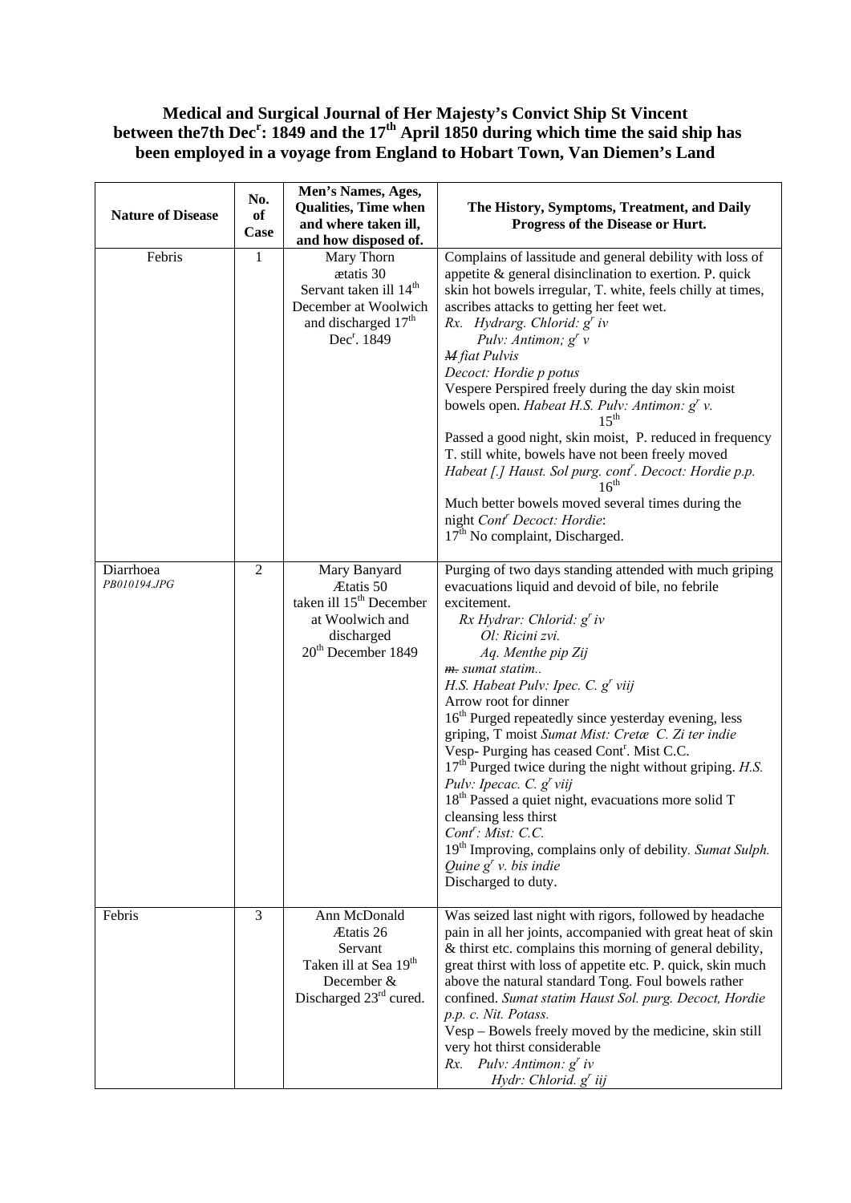# Medical and Surgical Journal of Her Majesty's Convict Ship St Vincent between the7th Dec[r]: 1849 and the 17[th] April 1850 during which time the said ship has been employed in a voyage from England to Hobart Town, Van Diemen's Land

| Nature of Disease | No. of Case | Men's Names, Ages, Qualities, Time when and where taken ill, and how disposed of. | The History, Symptoms, Treatment, and Daily Progress of the Disease or Hurt. |
|---|---|---|---|
| Febris | 1 | Mary Thorn ætatis 30 Servant taken ill 14[th] December at Woolwich and discharged 17[th] Dec[r]. 1849 | Complains of lassitude and general debility with loss of appetite & general disinclination to exertion. P. quick skin hot bowels irregular, T. white, feels chilly at times, ascribes attacks to getting her feet wet.<br>*Rx. Hydrarg. Chlorid: g[r] iv*<br>*Pulv: Antimon; g[r] v*<br>*~~M~~ fiat Pulvis*<br>*Decoct: Hordie p potus*<br>Vespere Perspired freely during the day skin moist bowels open. *Habeat H.S. Pulv: Antimon: g[r] v.*<br>15[th]<br>Passed a good night, skin moist, P. reduced in frequency T. still white, bowels have not been freely moved<br>*Habeat [.] Haust. Sol purg. cont[r]. Decoct: Hordie p.p.*<br>16[th]<br>Much better bowels moved several times during the night *Cont[r] Decoct: Hordie*:<br>17[th] No complaint, Discharged. |
| Diarrhoea *PB010194.JPG* | 2 | Mary Banyard Ætatis 50 taken ill 15[th] December at Woolwich and discharged 20[th] December 1849 | Purging of two days standing attended with much griping evacuations liquid and devoid of bile, no febrile excitement.<br>*Rx Hydrar: Chlorid: g[r] iv*<br>*Ol: Ricini zvi.*<br>*Aq. Menthe pip Zij*<br>*~~m.~~ sumat statim..*<br>*H.S. Habeat Pulv: Ipec. C. g[r] viij*<br>Arrow root for dinner<br>16[th] Purged repeatedly since yesterday evening, less griping, T moist *Sumat Mist: Cretæ C. Zi ter indie*<br>Vesp- Purging has ceased Cont[r]. Mist C.C.<br>17[th] Purged twice during the night without griping. *H.S. Pulv: Ipecac. C. g[r] viij*<br>18[th] Passed a quiet night, evacuations more solid T cleansing less thirst<br>*Cont[r]: Mist: C.C.*<br>19[th] Improving, complains only of debility. *Sumat Sulph. Quine g[r] v. bis indie*<br>Discharged to duty. |
| Febris | 3 | Ann McDonald Ætatis 26 Servant Taken ill at Sea 19[th] December & Discharged 23[rd] cured. | Was seized last night with rigors, followed by headache pain in all her joints, accompanied with great heat of skin & thirst etc. complains this morning of general debility, great thirst with loss of appetite etc. P. quick, skin much above the natural standard Tong. Foul bowels rather confined. *Sumat statim Haust Sol. purg. Decoct, Hordie p.p. c. Nit. Potass.*<br>Vesp – Bowels freely moved by the medicine, skin still very hot thirst considerable<br>*Rx. Pulv: Antimon: g[r] iv*<br>*Hydr: Chlorid. g[r] iij* |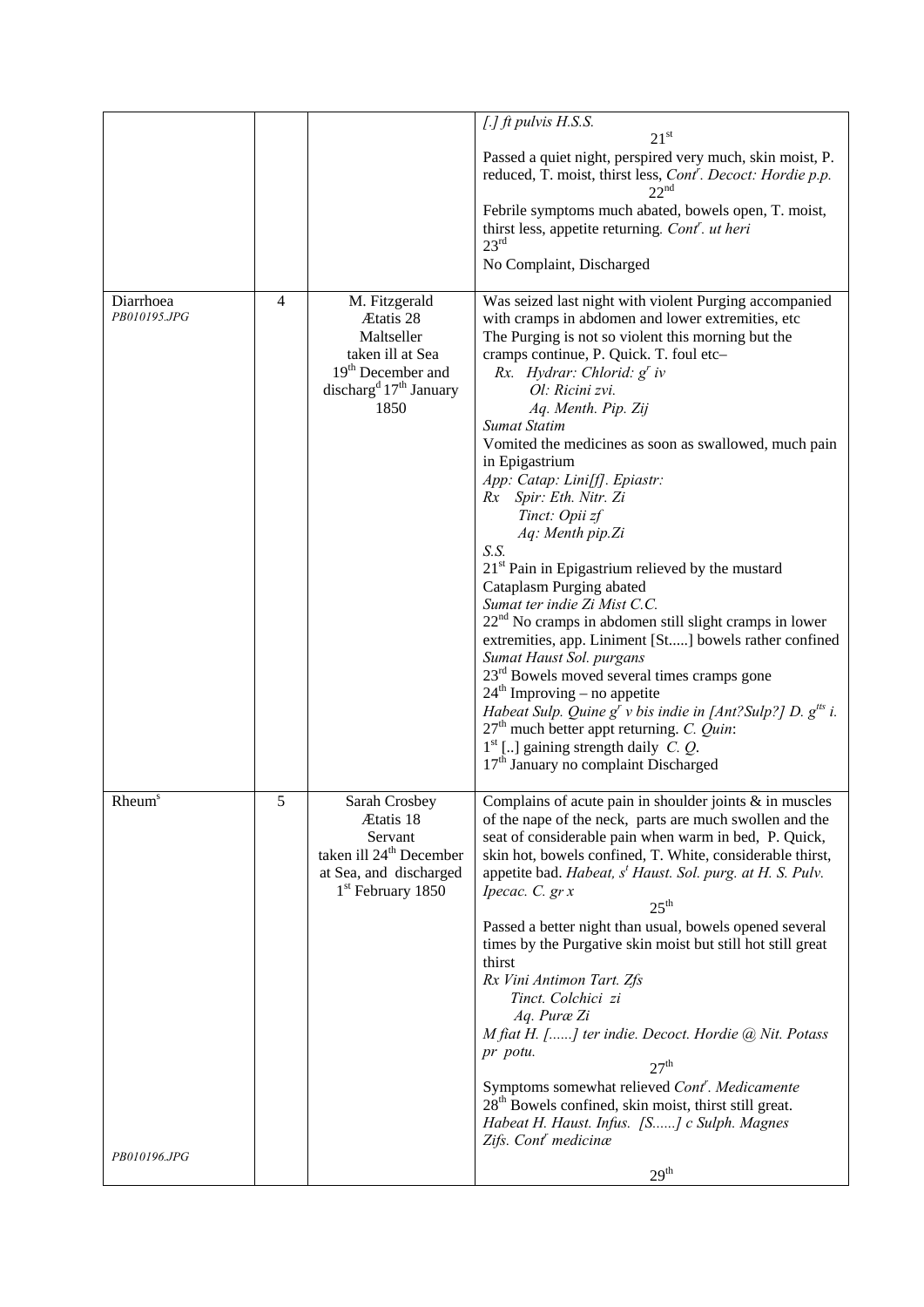| | | | |
|---|---|---|---|
| | | | *[.] ft pulvis H.S.S.*<br>21[st]<br>Passed a quiet night, perspired very much, skin moist, P. reduced, T. moist, thirst less, *Cont[r]. Decoct: Hordie p.p.*<br>22[nd]<br>Febrile symptoms much abated, bowels open, T. moist, thirst less, appetite returning. *Cont[r]. ut heri*<br>23[rd]<br>No Complaint, Discharged |
| Diarrhoea<br>*PB010195.JPG* | 4 | M. Fitzgerald<br>Ætatis 28<br>Maltseller<br>taken ill at Sea<br>19[th] December and discharg[d] 17[th] January 1850 | Was seized last night with violent Purging accompanied with cramps in abdomen and lower extremities, etc<br>The Purging is not so violent this morning but the cramps continue, P. Quick. T. foul etc–<br>*Rx. Hydrar: Chlorid: g[r] iv*<br>*Ol: Ricini zvi.*<br>*Aq. Menth. Pip. Zij*<br>*Sumat Statim*<br>Vomited the medicines as soon as swallowed, much pain in Epigastrium<br>*App: Catap: Lini[f]. Epiastr:*<br>*Rx Spir: Eth. Nitr. Zi*<br>*Tinct: Opii zf*<br>*Aq: Menth pip.Zi*<br>*S.S.*<br>21[st] Pain in Epigastrium relieved by the mustard Cataplasm Purging abated<br>*Sumat ter indie Zi Mist C.C.*<br>22[nd] No cramps in abdomen still slight cramps in lower extremities, app. Liniment [St.....] bowels rather confined<br>*Sumat Haust Sol. purgans*<br>23[rd] Bowels moved several times cramps gone<br>24[th] Improving – no appetite<br>*Habeat Sulp. Quine g[r] v bis indie in [Ant?Sulp?] D. g[tts] i.*<br>27[th] much better appt returning. *C. Quin*:<br>1[st] [..] gaining strength daily *C. Q.*<br>17[th] January no complaint Discharged |
| Rheum[s]<br><br>*PB010196.JPG* | 5 | Sarah Crosbey<br>Ætatis 18<br>Servant<br>taken ill 24[th] December at Sea, and discharged 1[st] February 1850 | Complains of acute pain in shoulder joints & in muscles of the nape of the neck, parts are much swollen and the seat of considerable pain when warm in bed, P. Quick, skin hot, bowels confined, T. White, considerable thirst, appetite bad. *Habeat, s[t] Haust. Sol. purg. at H. S. Pulv. Ipecac. C. gr x*<br>25[th]<br>Passed a better night than usual, bowels opened several times by the Purgative skin moist but still hot still great thirst<br>*Rx Vini Antimon Tart. Zfs*<br>*Tinct. Colchici zi*<br>*Aq. Puræ Zi*<br>*M fiat H. [......] ter indie. Decoct. Hordie @ Nit. Potass pr potu.*<br>27[th]<br>Symptoms somewhat relieved *Cont[r]. Medicamente*<br>28[th] Bowels confined, skin moist, thirst still great. *Habeat H. Haust. Infus. [S......] c Sulph. Magnes Zifs. Cont[r] medicinæ*<br>29[th] |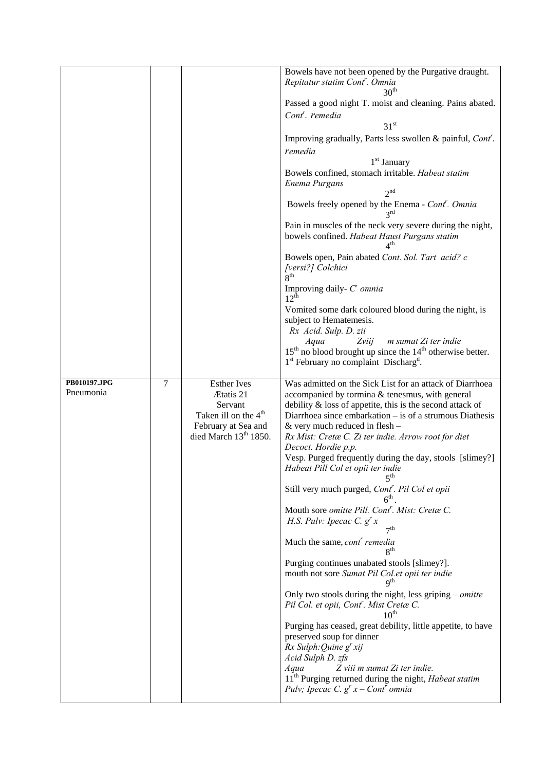| | | | |
|---|---|---|---|
| | | | Bowels have not been opened by the Purgative draught. *Repitatur statim Cont$^{r}$. Omnia*<br>30$^{th}$<br>Passed a good night T. moist and cleaning. Pains abated. *Cont$^{r}$. remedia*<br>31$^{st}$<br>Improving gradually, Parts less swollen & painful, *Cont$^{r}$. remedia*<br>1$^{st}$ January<br>Bowels confined, stomach irritable. *Habeat statim Enema Purgans*<br>2$^{nd}$<br>Bowels freely opened by the Enema - *Cont$^{r}$. Omnia*<br>3$^{rd}$<br>Pain in muscles of the neck very severe during the night, bowels confined. *Habeat Haust Purgans statim*<br>4$^{th}$<br>Bowels open, Pain abated *Cont. Sol. Tart acid? c [versi?] Colchici*<br>8$^{th}$<br>Improving daily- *C$^{r}$ omnia*<br>12$^{th}$<br>Vomited some dark coloured blood during the night, is subject to Hematemesis.<br>*Rx Acid. Sulp. D. zii*<br>*Aqua Zviij ~~m~~ sumat Zi ter indie*<br>15$^{th}$ no blood brought up since the 14$^{th}$ otherwise better.<br>1$^{st}$ February no complaint Discharg$^{d}$. |
| PB010197.JPG<br>Pneumonia | 7 | Esther Ives<br>Ætatis 21<br>Servant<br>Taken ill on the 4$^{th}$ February at Sea and died March 13$^{th}$ 1850. | Was admitted on the Sick List for an attack of Diarrhoea accompanied by tormina & tenesmus, with general debility & loss of appetite, this is the second attack of Diarrhoea since embarkation – is of a strumous Diathesis & very much reduced in flesh –<br>*Rx Mist: Cretæ C. Zi ter indie. Arrow root for diet Decoct. Hordie p.p.*<br>Vesp. Purged frequently during the day, stools [slimey?] *Habeat Pill Col et opii ter indie*<br>5$^{th}$<br>Still very much purged, *Cont$^{r}$. Pil Col et opii*<br>6$^{th}$.<br>Mouth sore *omitte Pill. Cont$^{r}$. Mist: Cretæ C. H.S. Pulv: Ipecac C. g$^{r}$ x*<br>7$^{th}$<br>Much the same, *cont$^{r}$ remedia*<br>8$^{th}$<br>Purging continues unabated stools [slimey?].<br>mouth not sore *Sumat Pil Col.et opii ter indie*<br>9$^{th}$<br>Only two stools during the night, less griping – *omitte Pil Col. et opii, Cont$^{r}$. Mist Cretæ C.*<br>10$^{th}$<br>Purging has ceased, great debility, little appetite, to have preserved soup for dinner<br>*Rx Sulph:Quine g$^{r}$ xij*<br>*Acid Sulph D. zſs*<br>*Aqua Z viii ~~m~~ sumat Zi ter indie.*<br>11$^{th}$ Purging returned during the night, *Habeat statim Pulv; Ipecac C. g$^{r}$ x – Cont$^{r}$ omnia* |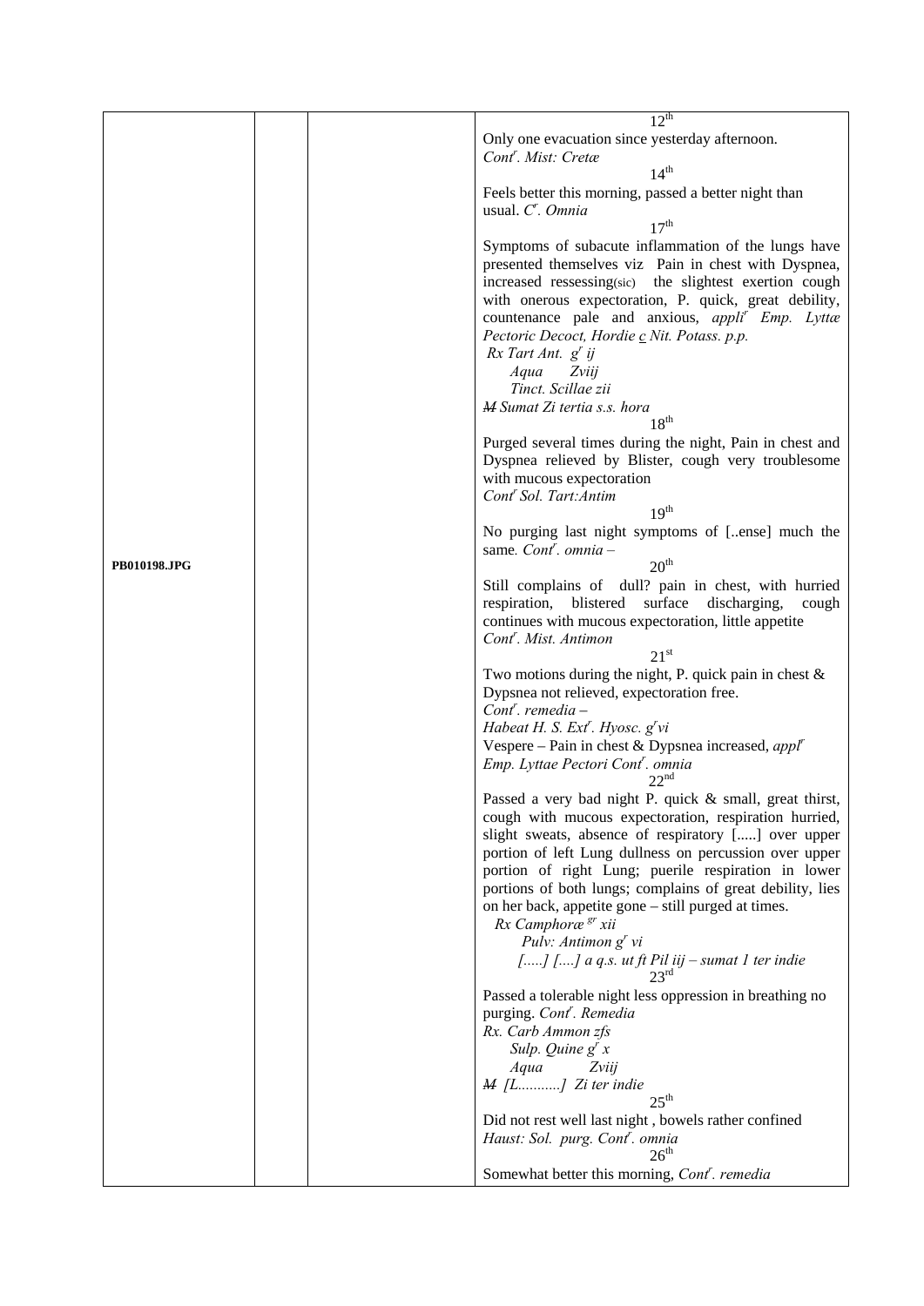| | | | |
|---|---|---|---|
| PB010198.JPG | | | 12th<br>Only one evacuation since yesterday afternoon.<br>*Cont^r. Mist: Cretæ*<br>14th<br>Feels better this morning, passed a better night than usual. *C^r. Omnia*<br>17th<br>Symptoms of subacute inflammation of the lungs have presented themselves viz Pain in chest with Dyspnea, increased ressessing(sic) the slightest exertion cough with onerous expectoration, P. quick, great debility, countenance pale and anxious, *appli^r Emp. Lyttæ Pectoric Decoct, Hordie c Nit. Potass. p.p.*<br>*Rx Tart Ant. g^r ij*<br>*Aqua Zviij*<br>*Tinct. Scillae zii*<br>*~~M~~ Sumat Zi tertia s.s. hora*<br>18th<br>Purged several times during the night, Pain in chest and Dyspnea relieved by Blister, cough very troublesome with mucous expectoration<br>*Cont^r Sol. Tart:Antim*<br>19th<br>No purging last night symptoms of [..ense] much the same. *Cont^r. omnia –*<br>20th<br>Still complains of dull? pain in chest, with hurried respiration, blistered surface discharging, cough continues with mucous expectoration, little appetite<br>*Cont^r. Mist. Antimon*<br>21st<br>Two motions during the night, P. quick pain in chest & Dypsnea not relieved, expectoration free.<br>*Cont^r. remedia –*<br>*Habeat H. S. Ext^r. Hyosc. g^r vi*<br>Vespere – Pain in chest & Dypsnea increased, *appl^r Emp. Lyttae Pectori Cont^r. omnia*<br>22nd<br>Passed a very bad night P. quick & small, great thirst, cough with mucous expectoration, respiration hurried, slight sweats, absence of respiratory [.....] over upper portion of left Lung dullness on percussion over upper portion of right Lung; puerile respiration in lower portions of both lungs; complains of great debility, lies on her back, appetite gone – still purged at times.<br>*Rx Camphoræ ^gr xii*<br>*Pulv: Antimon g^r vi*<br>*[.....] [....] a q.s. ut ft Pil iij – sumat 1 ter indie*<br>23rd<br>Passed a tolerable night less oppression in breathing no purging. *Cont^r. Remedia*<br>*Rx. Carb Ammon zfs*<br>*Sulp. Quine g^r x*<br>*Aqua Zviij*<br>*~~M~~ [L...........] Zi ter indie*<br>25th<br>Did not rest well last night , bowels rather confined<br>*Haust: Sol. purg. Cont^r. omnia*<br>26th<br>Somewhat better this morning, *Cont^r. remedia* |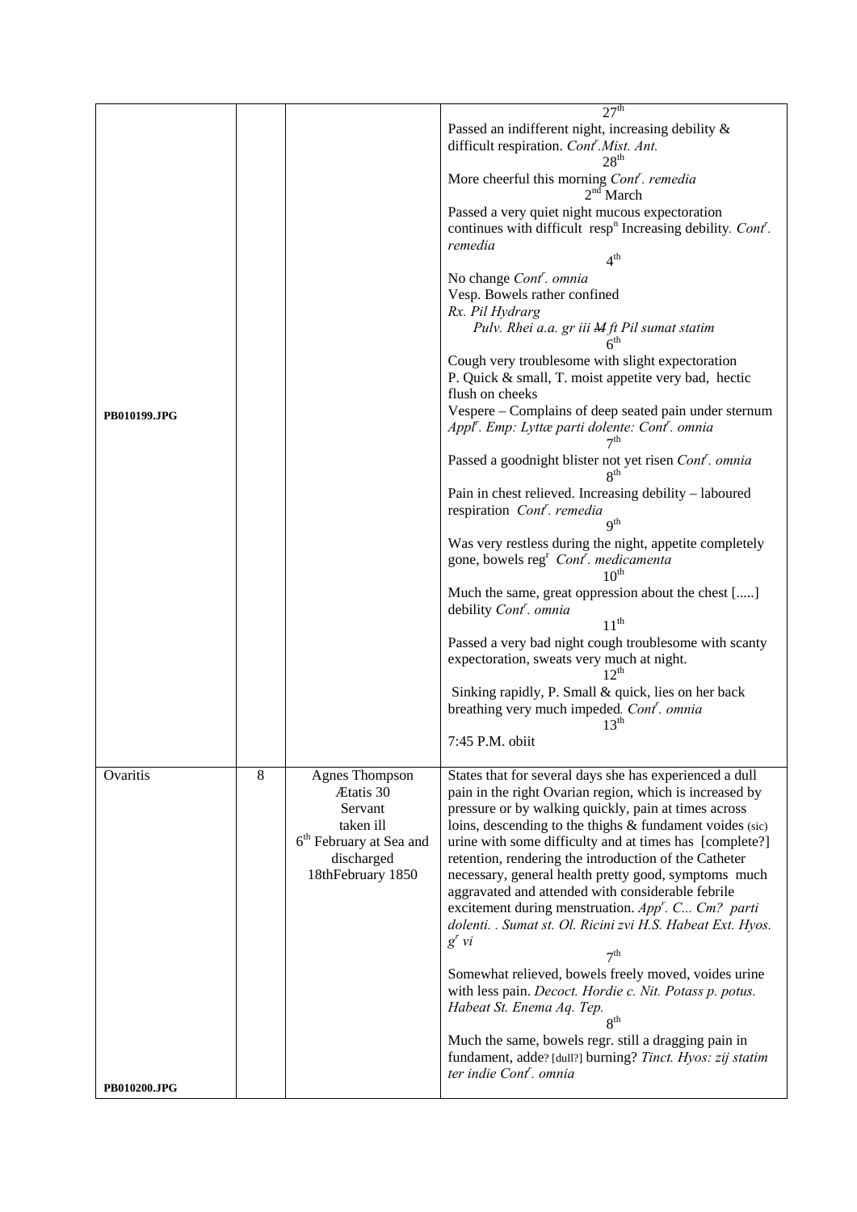| | | | |
|---|---|---|---|
| PB010199.JPG | | | 27th<br>Passed an indifferent night, increasing debility & difficult respiration. *Cont*r.*Mist. Ant.*<br>28th<br>More cheerful this morning *Cont*r. *remedia*<br>2nd March<br>Passed a very quiet night mucous expectoration continues with difficult respn Increasing debility. *Cont*r. *remedia*<br>4th<br>No change *Cont*r. *omnia*<br>Vesp. Bowels rather confined<br>*Rx. Pil Hydrarg*<br>*Pulv. Rhei a.a. gr iii ~~M~~ ft Pil sumat statim*<br>6th<br>Cough very troublesome with slight expectoration<br>P. Quick & small, T. moist appetite very bad, hectic flush on cheeks<br>Vespere – Complains of deep seated pain under sternum *Appl*r. *Emp: Lyttæ parti dolente: Cont*r. *omnia*<br>7th<br>Passed a goodnight blister not yet risen *Cont*r. *omnia*<br>8th<br>Pain in chest relieved. Increasing debility – laboured respiration *Cont*r. *remedia*<br>9th<br>Was very restless during the night, appetite completely gone, bowels regr *Cont*r. *medicamenta*<br>10th<br>Much the same, great oppression about the chest [.....] debility *Cont*r. *omnia*<br>11th<br>Passed a very bad night cough troublesome with scanty expectoration, sweats very much at night.<br>12th<br>Sinking rapidly, P. Small & quick, lies on her back breathing very much impeded. *Cont*r. *omnia*<br>13th<br>7:45 P.M. obiit |
| Ovaritis<br><br>PB010200.JPG | 8 | Agnes Thompson<br>Ætatis 30<br>Servant<br>taken ill<br>6th February at Sea and discharged<br>18thFebruary 1850 | States that for several days she has experienced a dull pain in the right Ovarian region, which is increased by pressure or by walking quickly, pain at times across loins, descending to the thighs & fundament voides (sic) urine with some difficulty and at times has [complete?] retention, rendering the introduction of the Catheter necessary, general health pretty good, symptoms much aggravated and attended with considerable febrile excitement during menstruation. *App*r. *C... Cm? parti dolenti. . Sumat st. Ol. Ricini zvi H.S. Habeat Ext. Hyos. g*r *vi*<br>7th<br>Somewhat relieved, bowels freely moved, voides urine with less pain. *Decoct. Hordie c. Nit. Potass p. potus. Habeat St. Enema Aq. Tep.*<br>8th<br>Much the same, bowels regr. still a dragging pain in fundament, adde? [dull?] burning? *Tinct. Hyos: zij statim ter indie Cont*r. *omnia* |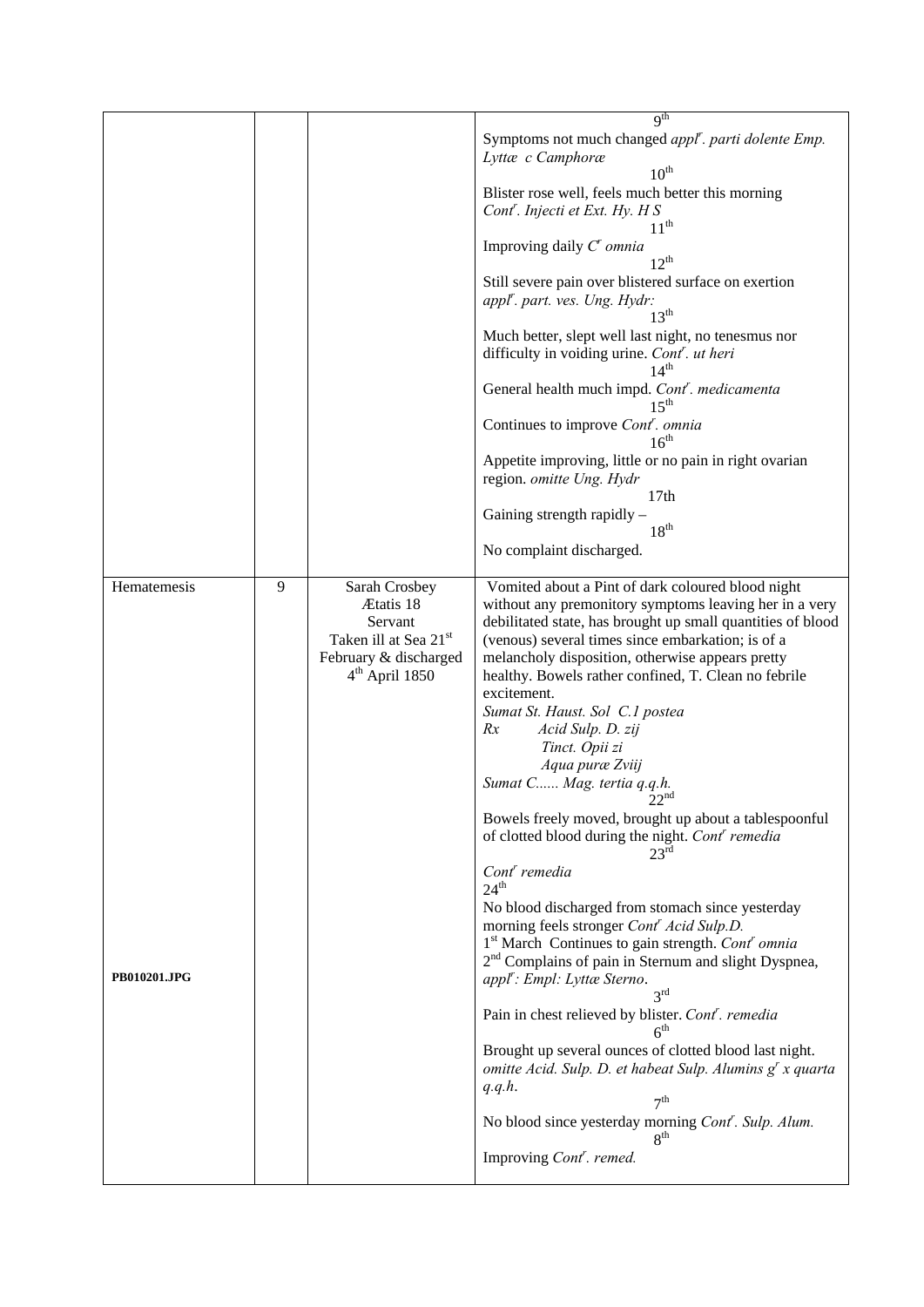| | | | |
|---|---|---|---|
| | | | 9th<br>Symptoms not much changed *applr. parti dolente Emp. Lyttæ c Camphoræ*<br>10th<br>Blister rose well, feels much better this morning *Contr. Injecti et Ext. Hy. H S*<br>11th<br>Improving daily *Cr omnia*<br>12th<br>Still severe pain over blistered surface on exertion *applr. part. ves. Ung. Hydr:*<br>13th<br>Much better, slept well last night, no tenesmus nor difficulty in voiding urine. *Contr. ut heri*<br>14th<br>General health much impd. *Contr. medicamenta*<br>15th<br>Continues to improve *Contr. omnia*<br>16th<br>Appetite improving, little or no pain in right ovarian region. *omitte Ung. Hydr*<br>17th<br>Gaining strength rapidly –<br>18th<br>No complaint discharged. |
| Hematemesis<br><br>**PB010201.JPG** | 9 | Sarah Crosbey<br>Ætatis 18<br>Servant<br>Taken ill at Sea 21st February & discharged 4th April 1850 | Vomited about a Pint of dark coloured blood night without any premonitory symptoms leaving her in a very debilitated state, has brought up small quantities of blood (venous) several times since embarkation; is of a melancholy disposition, otherwise appears pretty healthy. Bowels rather confined, T. Clean no febrile excitement.<br>*Sumat St. Haust. Sol C.1 postea*<br>*Rx Acid Sulp. D. zij*<br>*Tinct. Opii zi*<br>*Aqua puræ Zviij*<br>*Sumat C...... Mag. tertia q.q.h.*<br>22nd<br>Bowels freely moved, brought up about a tablespoonful of clotted blood during the night. *Contr remedia*<br>23rd<br>*Contr remedia*<br>24th<br>No blood discharged from stomach since yesterday morning feels stronger *Contr Acid Sulp.D.*<br>1st March Continues to gain strength. *Contr omnia*<br>2nd Complains of pain in Sternum and slight Dyspnea, *applr: Empl: Lyttæ Sterno*.<br>3rd<br>Pain in chest relieved by blister. *Contr. remedia*<br>6th<br>Brought up several ounces of clotted blood last night. *omitte Acid. Sulp. D. et habeat Sulp. Alumins gr x quarta q.q.h*.<br>7th<br>No blood since yesterday morning *Contr. Sulp. Alum.*<br>8th<br>Improving *Contr. remed.* |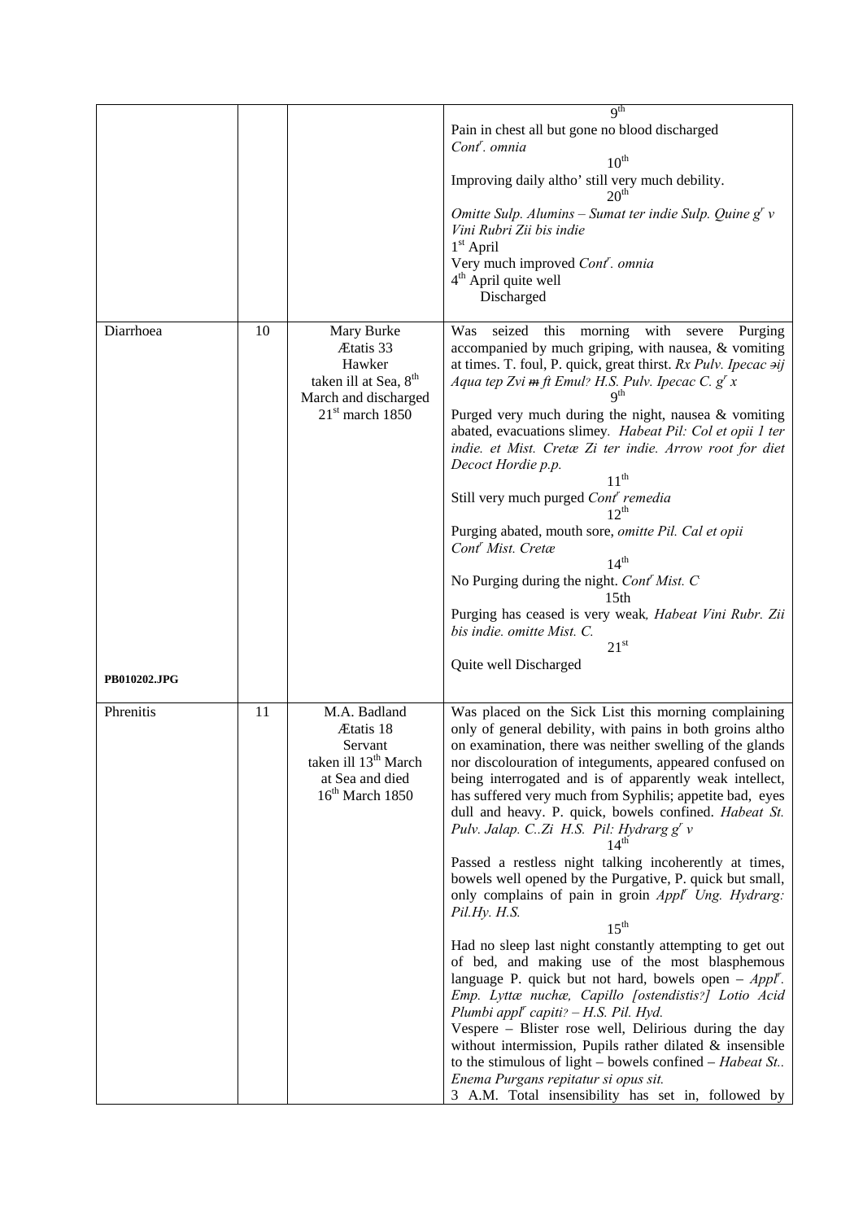| | | | |
|---|---|---|---|
| | | | 9th<br>Pain in chest all but gone no blood discharged<br>*Cont$^r$. omnia*<br>10th<br>Improving daily altho' still very much debility.<br>20th<br>*Omitte Sulp. Alumins – Sumat ter indie Sulp. Quine g$^r$ v Vini Rubri Zii bis indie*<br>1st April<br>Very much improved *Cont$^r$. omnia*<br>4th April quite well<br>Discharged |
| Diarrhoea | 10 | Mary Burke<br>Ætatis 33<br>Hawker<br>taken ill at Sea, 8th March and discharged 21st march 1850 | Was seized this morning with severe Purging accompanied by much griping, with nausea, & vomiting at times. T. foul, P. quick, great thirst. *Rx Pulv. Ipecac ℈ij Aqua tep Zvi ~~m~~ ft Emul? H.S. Pulv. Ipecac C. g$^r$ x*<br>9th<br>Purged very much during the night, nausea & vomiting abated, evacuations slimey. *Habeat Pil: Col et opii 1 ter indie. et Mist. Cretæ Zi ter indie. Arrow root for diet Decoct Hordie p.p.*<br>11th<br>Still very much purged *Cont$^r$ remedia*<br>12th<br>Purging abated, mouth sore, *omitte Pil. Cal et opii Cont$^r$ Mist. Cretæ*<br>14th<br>No Purging during the night. *Cont$^r$ Mist. C*<br>15th<br>Purging has ceased is very weak, *Habeat Vini Rubr. Zii bis indie. omitte Mist. C.*<br>21st<br>Quite well Discharged |
| **PB010202.JPG** | | | |
| Phrenitis | 11 | M.A. Badland<br>Ætatis 18<br>Servant<br>taken ill 13th March at Sea and died 16th March 1850 | Was placed on the Sick List this morning complaining only of general debility, with pains in both groins altho on examination, there was neither swelling of the glands nor discolouration of integuments, appeared confused on being interrogated and is of apparently weak intellect, has suffered very much from Syphilis; appetite bad, eyes dull and heavy. P. quick, bowels confined. *Habeat St. Pulv. Jalap. C..Zi H.S. Pil: Hydrarg g$^r$ v*<br>14th<br>Passed a restless night talking incoherently at times, bowels well opened by the Purgative, P. quick but small, only complains of pain in groin *Appl$^r$ Ung. Hydrarg: Pil.Hy. H.S.*<br>15th<br>Had no sleep last night constantly attempting to get out of bed, and making use of the most blasphemous language P. quick but not hard, bowels open – *Appl$^r$. Emp. Lyttæ nuchæ, Capillo [ostendistis?] Lotio Acid Plumbi appl$^r$ capiti? – H.S. Pil. Hyd.*<br>Vespere – Blister rose well, Delirious during the day without intermission, Pupils rather dilated & insensible to the stimulous of light – bowels confined – *Habeat St.. Enema Purgans repitatur si opus sit.*<br>3 A.M. Total insensibility has set in, followed by |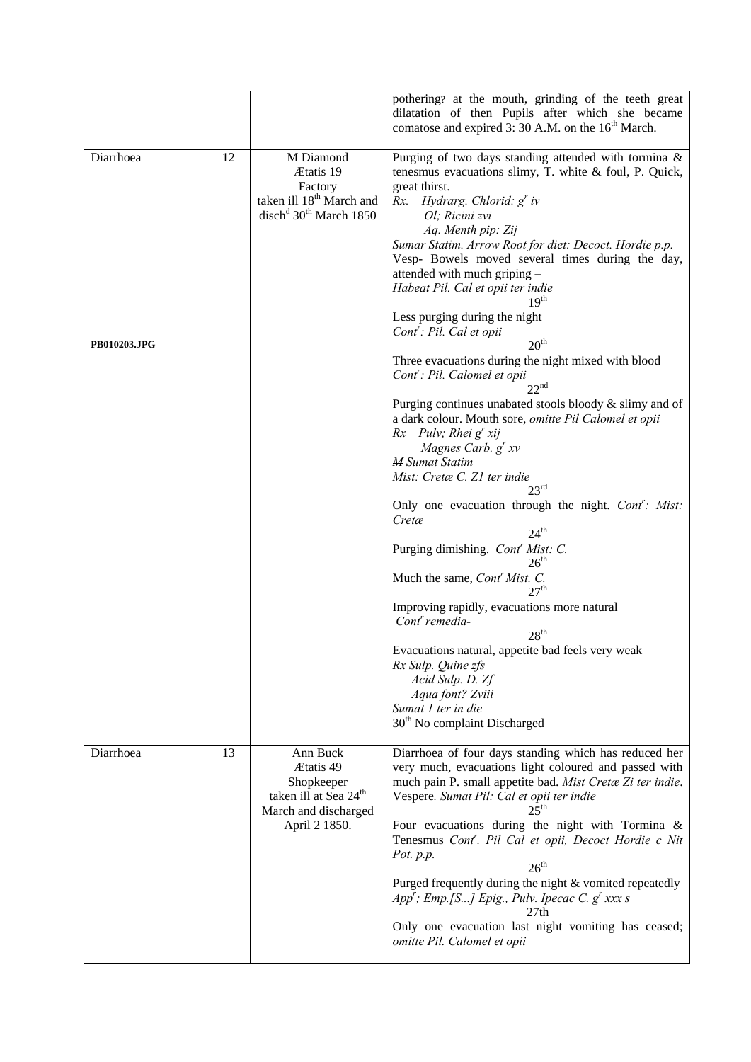| | | | |
|---|---|---|---|
| | | | pothering? at the mouth, grinding of the teeth great dilatation of then Pupils after which she became comatose and expired 3: 30 A.M. on the 16th March. |
| Diarrhoea<br><br><br><br><br><br><br><br>**PB010203.JPG** | 12 | M Diamond<br>Ætatis 19<br>Factory<br>taken ill 18th March and disch$^{d}$ 30th March 1850 | Purging of two days standing attended with tormina & tenesmus evacuations slimy, T. white & foul, P. Quick, great thirst.<br>*Rx. Hydrarg. Chlorid: g$^{r}$ iv*<br>*Ol; Ricini zvi*<br>*Aq. Menth pip: Zij*<br>*Sumar Statim. Arrow Root for diet: Decoct. Hordie p.p.*<br>Vesp- Bowels moved several times during the day, attended with much griping –<br>*Habeat Pil. Cal et opii ter indie*<br>19th<br>Less purging during the night<br>*Cont$^{r}$: Pil. Cal et opii*<br>20th<br>Three evacuations during the night mixed with blood<br>*Cont$^{r}$: Pil. Calomel et opii*<br>22nd<br>Purging continues unabated stools bloody & slimy and of a dark colour. Mouth sore, *omitte Pil Calomel et opii*<br>*Rx Pulv; Rhei g$^{r}$ xij*<br>*Magnes Carb. g$^{r}$ xv*<br>*~~M~~ Sumat Statim*<br>*Mist: Cretæ C. Z1 ter indie*<br>23rd<br>Only one evacuation through the night. *Cont$^{r}$: Mist: Cretæ*<br>24th<br>Purging dimishing. *Cont$^{r}$ Mist: C.*<br>26th<br>Much the same, *Cont$^{r}$ Mist. C.*<br>27th<br>Improving rapidly, evacuations more natural<br>*Cont$^{r}$ remedia-*<br>28th<br>Evacuations natural, appetite bad feels very weak<br>*Rx Sulp. Quine zfs*<br>*Acid Sulp. D. Zf*<br>*Aqua font? Zviii*<br>*Sumat 1 ter in die*<br>30th No complaint Discharged |
| Diarrhoea | 13 | Ann Buck<br>Ætatis 49<br>Shopkeeper<br>taken ill at Sea 24th March and discharged April 2 1850. | Diarrhoea of four days standing which has reduced her very much, evacuations light coloured and passed with much pain P. small appetite bad. *Mist Cretæ Zi ter indie*.<br>Vespere*. Sumat Pil: Cal et opii ter indie*<br>25th<br>Four evacuations during the night with Tormina & Tenesmus *Cont$^{r}$. Pil Cal et opii, Decoct Hordie c Nit Pot. p.p.*<br>26th<br>Purged frequently during the night & vomited repeatedly *App$^{r}$; Emp.[S...] Epig., Pulv. Ipecac C. g$^{r}$ xxx s*<br>27th<br>Only one evacuation last night vomiting has ceased; *omitte Pil. Calomel et opii* |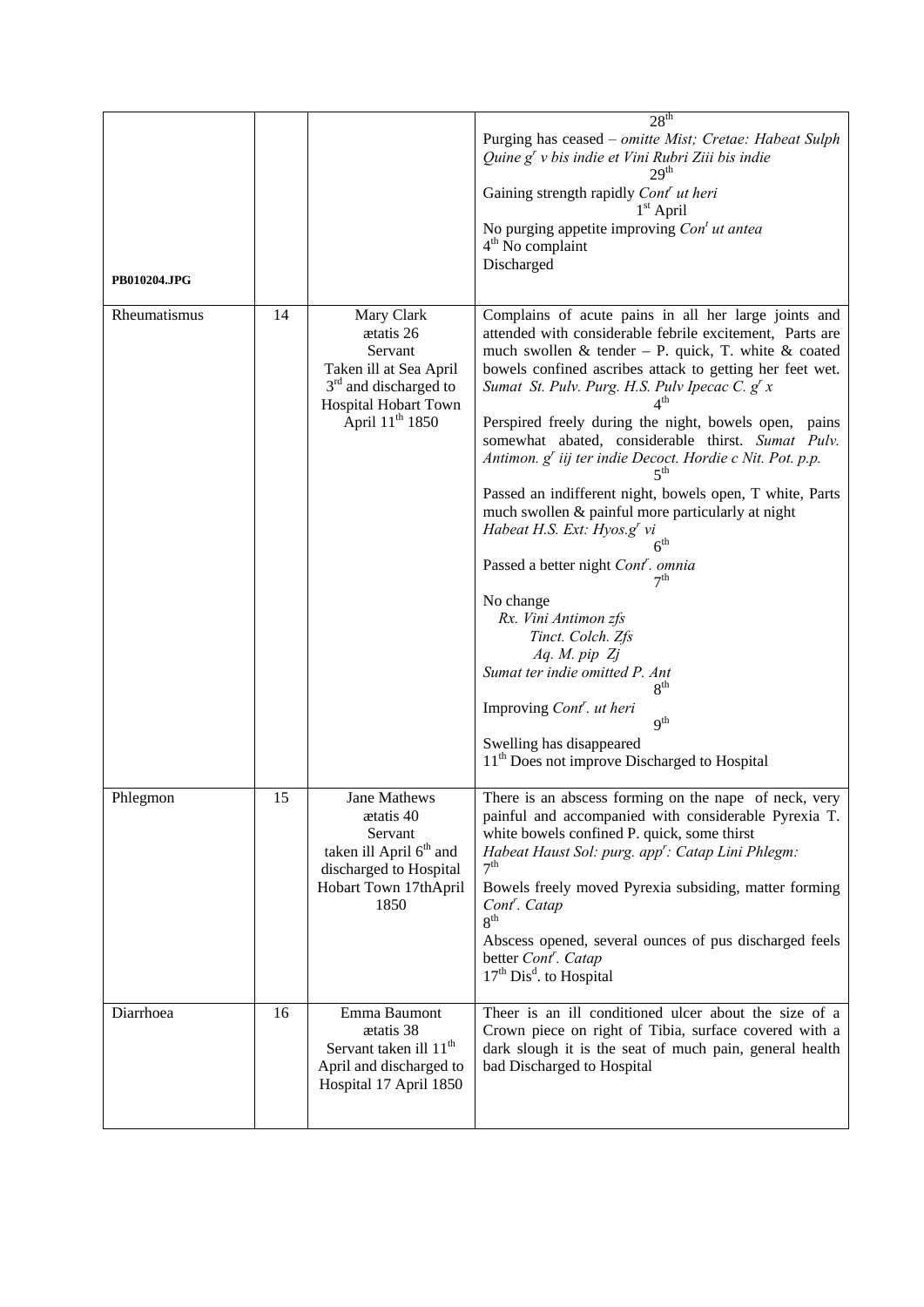| | | | |
|---|---|---|---|
| PB010204.JPG | | | 28th<br>Purging has ceased – *omitte Mist; Cretae: Habeat Sulph Quine gr v bis indie et Vini Rubri Ziii bis indie*<br>29th<br>Gaining strength rapidly *Contr ut heri*<br>1st April<br>No purging appetite improving *Cont ut antea*<br>4th No complaint<br>Discharged |
| Rheumatismus | 14 | Mary Clark<br>ætatis 26<br>Servant<br>Taken ill at Sea April 3rd and discharged to Hospital Hobart Town April 11th 1850 | Complains of acute pains in all her large joints and attended with considerable febrile excitement, Parts are much swollen & tender – P. quick, T. white & coated bowels confined ascribes attack to getting her feet wet. *Sumat St. Pulv. Purg. H.S. Pulv Ipecac C. gr x*<br>4th<br>Perspired freely during the night, bowels open, pains somewhat abated, considerable thirst. *Sumat Pulv. Antimon. gr iij ter indie Decoct. Hordie c Nit. Pot. p.p.*<br>5th<br>Passed an indifferent night, bowels open, T white, Parts much swollen & painful more particularly at night *Habeat H.S. Ext: Hyos.gr vi*<br>6th<br>Passed a better night *Contr. omnia*<br>7th<br>No change<br>*Rx. Vini Antimon zfs*<br>*Tinct. Colch. Zfs*<br>*Aq. M. pip Zj*<br>*Sumat ter indie omitted P. Ant*<br>8th<br>Improving *Contr. ut heri*<br>9th<br>Swelling has disappeared<br>11th Does not improve Discharged to Hospital |
| Phlegmon | 15 | Jane Mathews<br>ætatis 40<br>Servant<br>taken ill April 6th and discharged to Hospital Hobart Town 17thApril 1850 | There is an abscess forming on the nape of neck, very painful and accompanied with considerable Pyrexia T. white bowels confined P. quick, some thirst<br>*Habeat Haust Sol: purg. appr: Catap Lini Phlegm:*<br>7th<br>Bowels freely moved Pyrexia subsiding, matter forming *Contr. Catap*<br>8th<br>Abscess opened, several ounces of pus discharged feels better *Contr. Catap*<br>17th Disd. to Hospital |
| Diarrhoea | 16 | Emma Baumont<br>ætatis 38<br>Servant taken ill 11th April and discharged to Hospital 17 April 1850 | Theer is an ill conditioned ulcer about the size of a Crown piece on right of Tibia, surface covered with a dark slough it is the seat of much pain, general health bad Discharged to Hospital |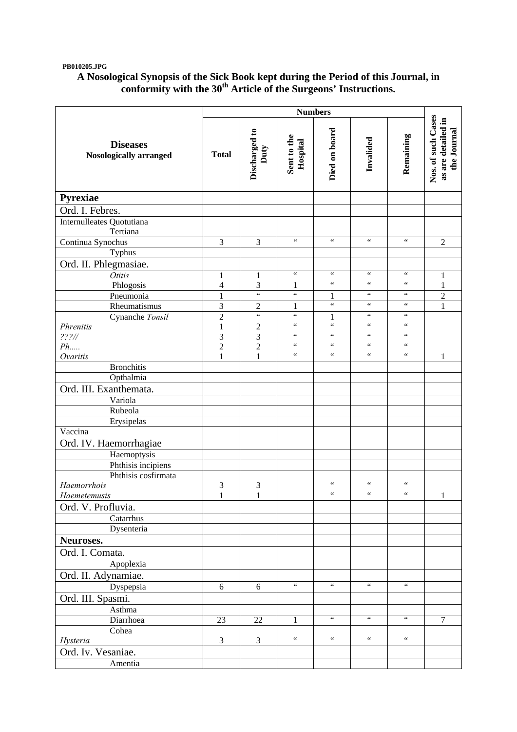PB010205.JPG

## A Nosological Synopsis of the Sick Book kept during the Period of this Journal, in conformity with the 30th Article of the Surgeons' Instructions.

| Diseases Nosologically arranged | Numbers | | | | | | Nos. of such Cases as are detailed in the Journal |
|---|---|---|---|---|---|---|---|
| | Total | Discharged to Duty | Sent to the Hospital | Died on board | Invalided | Remaining | |
| **Pyrexiae** | | | | | | | |
| Ord. I. Febres. | | | | | | | |
| Internulleates Quotutiana Tertiana | | | | | | | |
| Continua Synochus | 3 | 3 | " | " | " | " | 2 |
| Typhus | | | | | | | |
| Ord. II. Phlegmasiae. | | | | | | | |
| *Otitis* | 1 | 1 | " | " | " | " | 1 |
| Phlogosis | 4 | 3 | 1 | " | " | " | 1 |
| Pneumonia | 1 | " | " | 1 | " | " | 2 |
| Rheumatismus | 3 | 2 | 1 | " | " | " | 1 |
| Cynanche *Tonsil* | 2 | " | " | 1 | " | " | |
| *Phrenitis* | 1 | 2 | " | " | " | " | |
| *???//* | 3 | 3 | " | " | " | " | |
| *Ph.....* | 2 | 2 | " | " | " | " | |
| *Ovaritis* | 1 | 1 | " | " | " | " | 1 |
| Bronchitis | | | | | | | |
| Opthalmia | | | | | | | |
| Ord. III. Exanthemata. | | | | | | | |
| Variola | | | | | | | |
| Rubeola | | | | | | | |
| Erysipelas | | | | | | | |
| Vaccina | | | | | | | |
| Ord. IV. Haemorrhagiae | | | | | | | |
| Haemoptysis | | | | | | | |
| Phthisis incipiens | | | | | | | |
| Phthisis cosfirmata | | | | | | | |
| *Haemorrhois* | 3 | 3 | | " | " | " | |
| *Haemetemusis* | 1 | 1 | | " | " | " | 1 |
| Ord. V. Profluvia. | | | | | | | |
| Catarrhus | | | | | | | |
| Dysenteria | | | | | | | |
| **Neuroses.** | | | | | | | |
| Ord. I. Comata. | | | | | | | |
| Apoplexia | | | | | | | |
| Ord. II. Adynamiae. | | | | | | | |
| Dyspepsia | 6 | 6 | " | " | " | " | |
| Ord. III. Spasmi. | | | | | | | |
| Asthma | | | | | | | |
| Diarrhoea | 23 | 22 | 1 | " | " | " | 7 |
| Cohea | | | | | | | |
| *Hysteria* | 3 | 3 | " | " | " | " | |
| Ord. Iv. Vesaniae. | | | | | | | |
| Amentia | | | | | | | |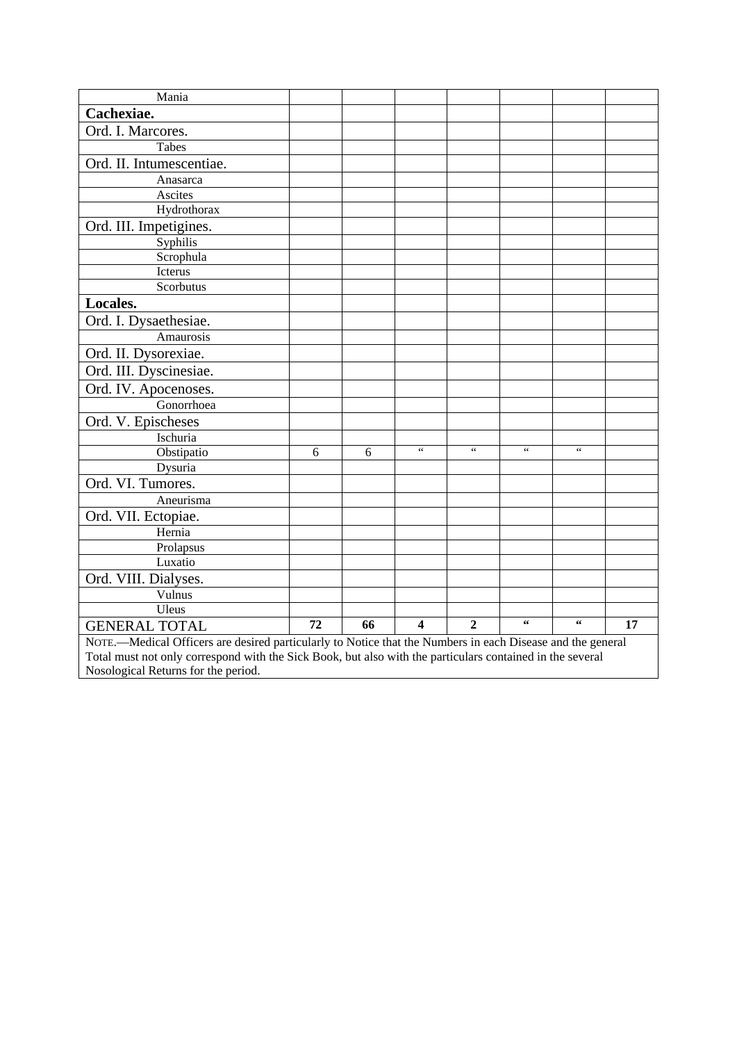| | | | | | | | |
|---|---|---|---|---|---|---|---|
| Mania | | | | | | | |
| **Cachexiae.** | | | | | | | |
| Ord. I. Marcores. | | | | | | | |
| Tabes | | | | | | | |
| Ord. II. Intumescentiae. | | | | | | | |
| Anasarca | | | | | | | |
| Ascites | | | | | | | |
| Hydrothorax | | | | | | | |
| Ord. III. Impetigines. | | | | | | | |
| Syphilis | | | | | | | |
| Scrophula | | | | | | | |
| Icterus | | | | | | | |
| Scorbutus | | | | | | | |
| **Locales.** | | | | | | | |
| Ord. I. Dysaethesiae. | | | | | | | |
| Amaurosis | | | | | | | |
| Ord. II. Dysorexiae. | | | | | | | |
| Ord. III. Dyscinesiae. | | | | | | | |
| Ord. IV. Apocenoses. | | | | | | | |
| Gonorrhoea | | | | | | | |
| Ord. V. Epischeses | | | | | | | |
| Ischuria | | | | | | | |
| Obstipatio | 6 | 6 | “ | “ | “ | “ | |
| Dysuria | | | | | | | |
| Ord. VI. Tumores. | | | | | | | |
| Aneurisma | | | | | | | |
| Ord. VII. Ectopiae. | | | | | | | |
| Hernia | | | | | | | |
| Prolapsus | | | | | | | |
| Luxatio | | | | | | | |
| Ord. VIII. Dialyses. | | | | | | | |
| Vulnus | | | | | | | |
| Uleus | | | | | | | |
| GENERAL TOTAL | **72** | **66** | **4** | **2** | **“** | **“** | **17** |

NOTE.—Medical Officers are desired particularly to Notice that the Numbers in each Disease and the general Total must not only correspond with the Sick Book, but also with the particulars contained in the several Nosological Returns for the period.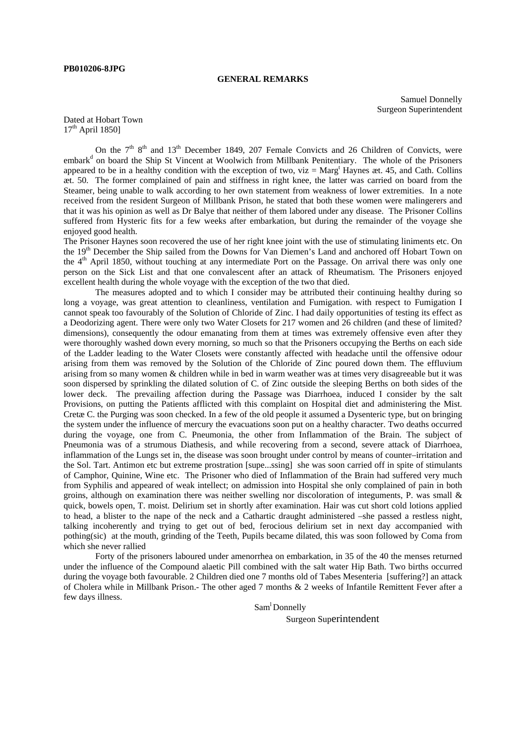**PB010206-8JPG**

## GENERAL REMARKS

Samuel Donnelly
Surgeon Superintendent

Dated at Hobart Town
17th April 1850]

On the 7th 8th and 13th December 1849, 207 Female Convicts and 26 Children of Convicts, were embark[d] on board the Ship St Vincent at Woolwich from Millbank Penitentiary. The whole of the Prisoners appeared to be in a healthy condition with the exception of two, viz = Marg[t] Haynes æt. 45, and Cath. Collins æt. 50. The former complained of pain and stiffness in right knee, the latter was carried on board from the Steamer, being unable to walk according to her own statement from weakness of lower extremities. In a note received from the resident Surgeon of Millbank Prison, he stated that both these women were malingerers and that it was his opinion as well as Dr Balye that neither of them labored under any disease. The Prisoner Collins suffered from Hysteric fits for a few weeks after embarkation, but during the remainder of the voyage she enjoyed good health.

The Prisoner Haynes soon recovered the use of her right knee joint with the use of stimulating liniments etc. On the 19th December the Ship sailed from the Downs for Van Diemen's Land and anchored off Hobart Town on the 4th April 1850, without touching at any intermediate Port on the Passage. On arrival there was only one person on the Sick List and that one convalescent after an attack of Rheumatism. The Prisoners enjoyed excellent health during the whole voyage with the exception of the two that died.

The measures adopted and to which I consider may be attributed their continuing healthy during so long a voyage, was great attention to cleanliness, ventilation and Fumigation. with respect to Fumigation I cannot speak too favourably of the Solution of Chloride of Zinc. I had daily opportunities of testing its effect as a Deodorizing agent. There were only two Water Closets for 217 women and 26 children (and these of limited? dimensions), consequently the odour emanating from them at times was extremely offensive even after they were thoroughly washed down every morning, so much so that the Prisoners occupying the Berths on each side of the Ladder leading to the Water Closets were constantly affected with headache until the offensive odour arising from them was removed by the Solution of the Chloride of Zinc poured down them. The effluvium arising from so many women & children while in bed in warm weather was at times very disagreeable but it was soon dispersed by sprinkling the dilated solution of C. of Zinc outside the sleeping Berths on both sides of the lower deck. The prevailing affection during the Passage was Diarrhoea, induced I consider by the salt Provisions, on putting the Patients afflicted with this complaint on Hospital diet and administering the Mist. Cretæ C. the Purging was soon checked. In a few of the old people it assumed a Dysenteric type, but on bringing the system under the influence of mercury the evacuations soon put on a healthy character. Two deaths occurred during the voyage, one from C. Pneumonia, the other from Inflammation of the Brain. The subject of Pneumonia was of a strumous Diathesis, and while recovering from a second, severe attack of Diarrhoea, inflammation of the Lungs set in, the disease was soon brought under control by means of counter–irritation and the Sol. Tart. Antimon etc but extreme prostration [supe...ssing] she was soon carried off in spite of stimulants of Camphor, Quinine, Wine etc. The Prisoner who died of Inflammation of the Brain had suffered very much from Syphilis and appeared of weak intellect; on admission into Hospital she only complained of pain in both groins, although on examination there was neither swelling nor discoloration of integuments, P. was small & quick, bowels open, T. moist. Delirium set in shortly after examination. Hair was cut short cold lotions applied to head, a blister to the nape of the neck and a Cathartic draught administered –she passed a restless night, talking incoherently and trying to get out of bed, ferocious delirium set in next day accompanied with pothing(sic) at the mouth, grinding of the Teeth, Pupils became dilated, this was soon followed by Coma from which she never rallied

Forty of the prisoners laboured under amenorrhea on embarkation, in 35 of the 40 the menses returned under the influence of the Compound alaetic Pill combined with the salt water Hip Bath. Two births occurred during the voyage both favourable. 2 Children died one 7 months old of Tabes Mesenteria [suffering?] an attack of Cholera while in Millbank Prison.- The other aged 7 months & 2 weeks of Infantile Remittent Fever after a few days illness.

Sam[l] Donnelly
Surgeon Superintendent